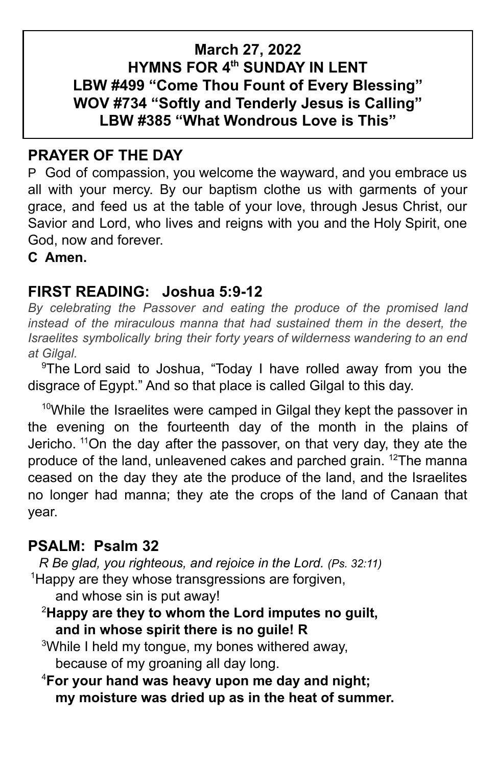**March 27, 2022**
**HYMNS FOR 4th SUNDAY IN LENT**
**LBW #499 "Come Thou Fount of Every Blessing"**
**WOV #734 "Softly and Tenderly Jesus is Calling"**
**LBW #385 "What Wondrous Love is This"**

## PRAYER OF THE DAY

P God of compassion, you welcome the wayward, and you embrace us all with your mercy. By our baptism clothe us with garments of your grace, and feed us at the table of your love, through Jesus Christ, our Savior and Lord, who lives and reigns with you and the Holy Spirit, one God, now and forever.

**C Amen.**

## FIRST READING: Joshua 5:9-12

*By celebrating the Passover and eating the produce of the promised land instead of the miraculous manna that had sustained them in the desert, the Israelites symbolically bring their forty years of wilderness wandering to an end at Gilgal.*

[9]The Lord said to Joshua, "Today I have rolled away from you the disgrace of Egypt." And so that place is called Gilgal to this day.

[10]While the Israelites were camped in Gilgal they kept the passover in the evening on the fourteenth day of the month in the plains of Jericho. [11]On the day after the passover, on that very day, they ate the produce of the land, unleavened cakes and parched grain. [12]The manna ceased on the day they ate the produce of the land, and the Israelites no longer had manna; they ate the crops of the land of Canaan that year.

## PSALM: Psalm 32

*R Be glad, you righteous, and rejoice in the Lord. (Ps. 32:11)*

[1]Happy are they whose transgressions are forgiven,
and whose sin is put away!

**[2]Happy are they to whom the Lord imputes no guilt,**
**and in whose spirit there is no guile! R**

[3]While I held my tongue, my bones withered away,
because of my groaning all day long.

**[4]For your hand was heavy upon me day and night;**
**my moisture was dried up as in the heat of summer.**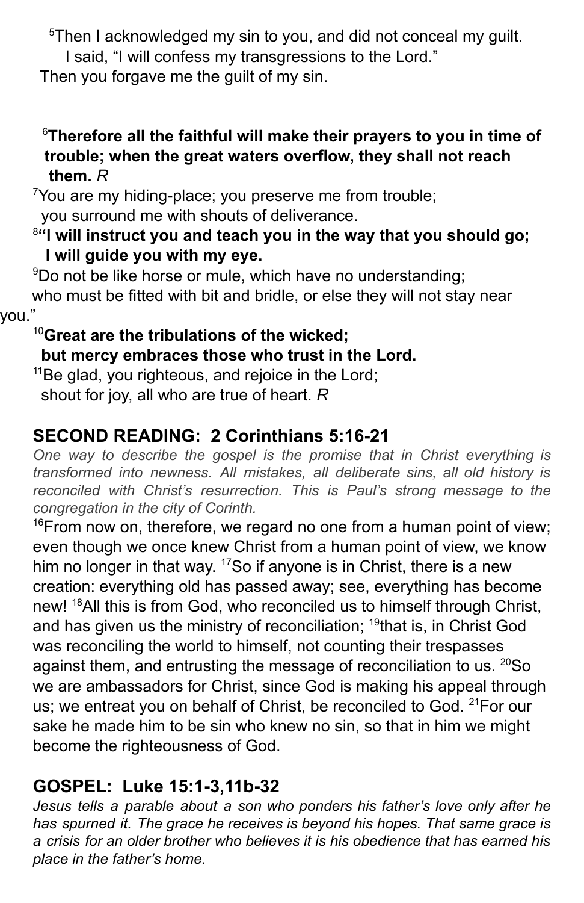[5]Then I acknowledged my sin to you, and did not conceal my guilt.
I said, "I will confess my transgressions to the Lord."
Then you forgave me the guilt of my sin.

[6]**Therefore all the faithful will make their prayers to you in time of trouble; when the great waters overflow, they shall not reach them.** *R*

[7]You are my hiding-place; you preserve me from trouble;
you surround me with shouts of deliverance.

[8]**"I will instruct you and teach you in the way that you should go;
I will guide you with my eye.**

[9]Do not be like horse or mule, which have no understanding;
who must be fitted with bit and bridle, or else they will not stay near you."

[10]**Great are the tribulations of the wicked;
but mercy embraces those who trust in the Lord.**

[11]Be glad, you righteous, and rejoice in the Lord;
shout for joy, all who are true of heart. *R*

## SECOND READING: 2 Corinthians 5:16-21

*One way to describe the gospel is the promise that in Christ everything is transformed into newness. All mistakes, all deliberate sins, all old history is reconciled with Christ's resurrection. This is Paul's strong message to the congregation in the city of Corinth.*

[16]From now on, therefore, we regard no one from a human point of view; even though we once knew Christ from a human point of view, we know him no longer in that way. [17]So if anyone is in Christ, there is a new creation: everything old has passed away; see, everything has become new! [18]All this is from God, who reconciled us to himself through Christ, and has given us the ministry of reconciliation; [19]that is, in Christ God was reconciling the world to himself, not counting their trespasses against them, and entrusting the message of reconciliation to us. [20]So we are ambassadors for Christ, since God is making his appeal through us; we entreat you on behalf of Christ, be reconciled to God. [21]For our sake he made him to be sin who knew no sin, so that in him we might become the righteousness of God.

## GOSPEL: Luke 15:1-3,11b-32

*Jesus tells a parable about a son who ponders his father's love only after he has spurned it. The grace he receives is beyond his hopes. That same grace is a crisis for an older brother who believes it is his obedience that has earned his place in the father's home.*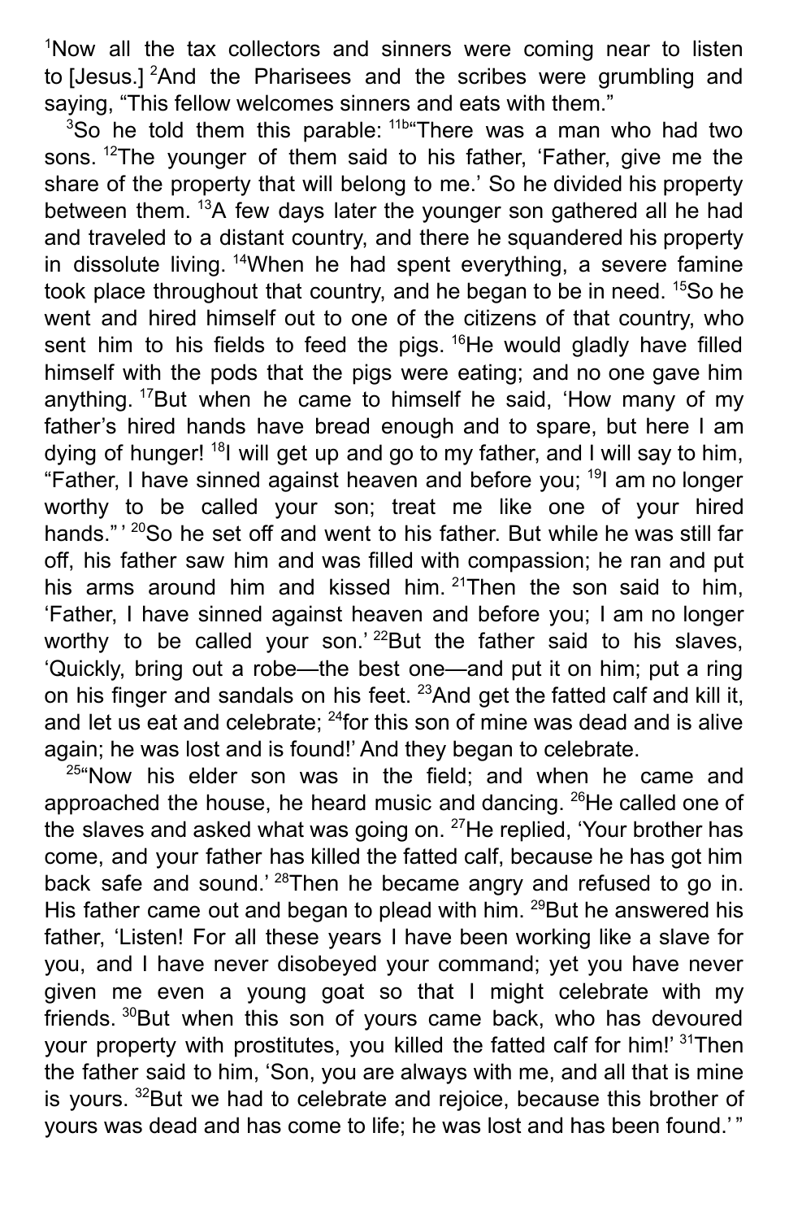[1]Now all the tax collectors and sinners were coming near to listen to [Jesus.] [2]And the Pharisees and the scribes were grumbling and saying, “This fellow welcomes sinners and eats with them.”

[3]So he told them this parable: [11b]“There was a man who had two sons. [12]The younger of them said to his father, ‘Father, give me the share of the property that will belong to me.’ So he divided his property between them. [13]A few days later the younger son gathered all he had and traveled to a distant country, and there he squandered his property in dissolute living. [14]When he had spent everything, a severe famine took place throughout that country, and he began to be in need. [15]So he went and hired himself out to one of the citizens of that country, who sent him to his fields to feed the pigs. [16]He would gladly have filled himself with the pods that the pigs were eating; and no one gave him anything. [17]But when he came to himself he said, ‘How many of my father’s hired hands have bread enough and to spare, but here I am dying of hunger! [18]I will get up and go to my father, and I will say to him, “Father, I have sinned against heaven and before you; [19]I am no longer worthy to be called your son; treat me like one of your hired hands.” ’ [20]So he set off and went to his father. But while he was still far off, his father saw him and was filled with compassion; he ran and put his arms around him and kissed him. [21]Then the son said to him, ‘Father, I have sinned against heaven and before you; I am no longer worthy to be called your son.’ [22]But the father said to his slaves, ‘Quickly, bring out a robe—the best one—and put it on him; put a ring on his finger and sandals on his feet. [23]And get the fatted calf and kill it, and let us eat and celebrate; [24]for this son of mine was dead and is alive again; he was lost and is found!’ And they began to celebrate.

[25]“Now his elder son was in the field; and when he came and approached the house, he heard music and dancing. [26]He called one of the slaves and asked what was going on. [27]He replied, ‘Your brother has come, and your father has killed the fatted calf, because he has got him back safe and sound.’ [28]Then he became angry and refused to go in. His father came out and began to plead with him. [29]But he answered his father, ‘Listen! For all these years I have been working like a slave for you, and I have never disobeyed your command; yet you have never given me even a young goat so that I might celebrate with my friends. [30]But when this son of yours came back, who has devoured your property with prostitutes, you killed the fatted calf for him!’ [31]Then the father said to him, ‘Son, you are always with me, and all that is mine is yours. [32]But we had to celebrate and rejoice, because this brother of yours was dead and has come to life; he was lost and has been found.’ ”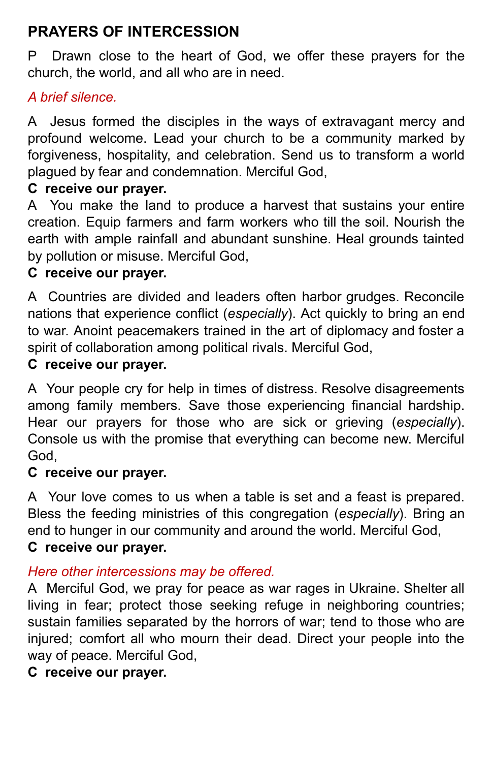## PRAYERS OF INTERCESSION

P Drawn close to the heart of God, we offer these prayers for the church, the world, and all who are in need.

*A brief silence.*

A Jesus formed the disciples in the ways of extravagant mercy and profound welcome. Lead your church to be a community marked by forgiveness, hospitality, and celebration. Send us to transform a world plagued by fear and condemnation. Merciful God,
**C receive our prayer.**

A You make the land to produce a harvest that sustains your entire creation. Equip farmers and farm workers who till the soil. Nourish the earth with ample rainfall and abundant sunshine. Heal grounds tainted by pollution or misuse. Merciful God,
**C receive our prayer.**

A Countries are divided and leaders often harbor grudges. Reconcile nations that experience conflict (*especially*). Act quickly to bring an end to war. Anoint peacemakers trained in the art of diplomacy and foster a spirit of collaboration among political rivals. Merciful God,
**C receive our prayer.**

A Your people cry for help in times of distress. Resolve disagreements among family members. Save those experiencing financial hardship. Hear our prayers for those who are sick or grieving (*especially*). Console us with the promise that everything can become new. Merciful God,
**C receive our prayer.**

A Your love comes to us when a table is set and a feast is prepared. Bless the feeding ministries of this congregation (*especially*). Bring an end to hunger in our community and around the world. Merciful God,
**C receive our prayer.**

*Here other intercessions may be offered.*

A Merciful God, we pray for peace as war rages in Ukraine. Shelter all living in fear; protect those seeking refuge in neighboring countries; sustain families separated by the horrors of war; tend to those who are injured; comfort all who mourn their dead. Direct your people into the way of peace. Merciful God,
**C receive our prayer.**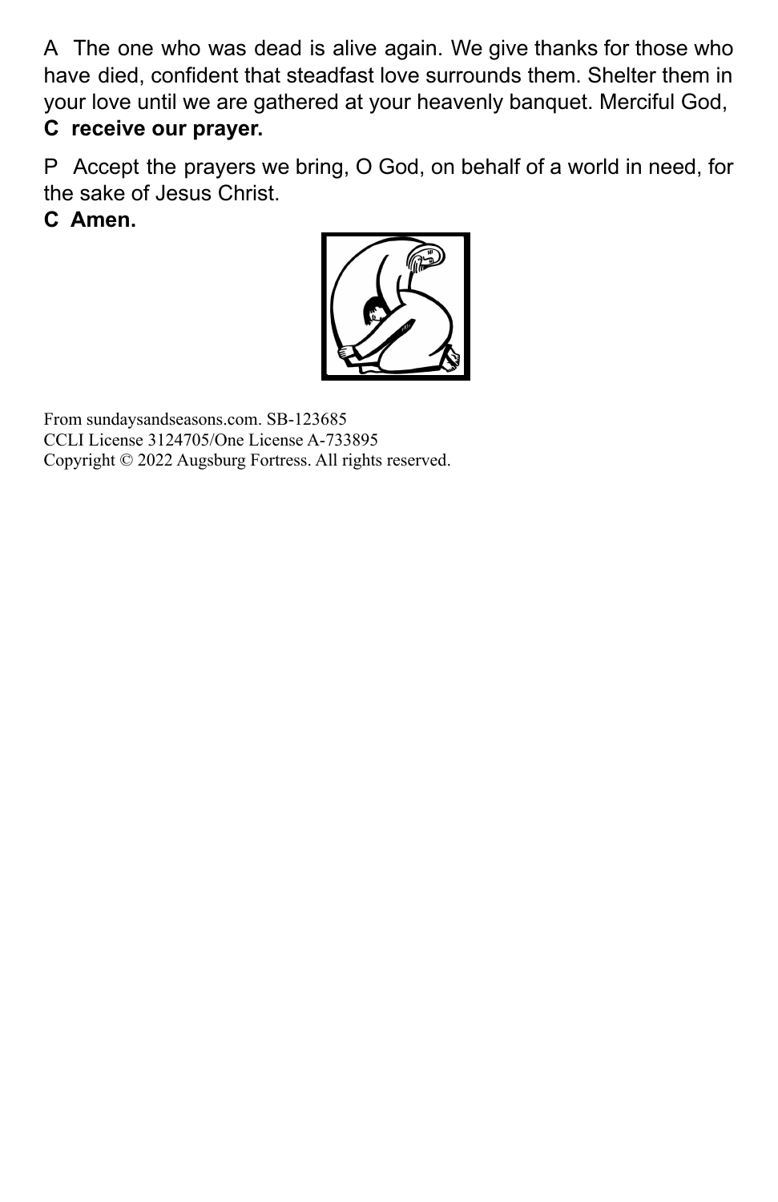A  The one who was dead is alive again. We give thanks for those who have died, confident that steadfast love surrounds them. Shelter them in your love until we are gathered at your heavenly banquet. Merciful God,
**C  receive our prayer.**

P  Accept the prayers we bring, O God, on behalf of a world in need, for the sake of Jesus Christ.
**C  Amen.**

From sundaysandseasons.com. SB-123685
CCLI License 3124705/One License A-733895
Copyright © 2022 Augsburg Fortress. All rights reserved.